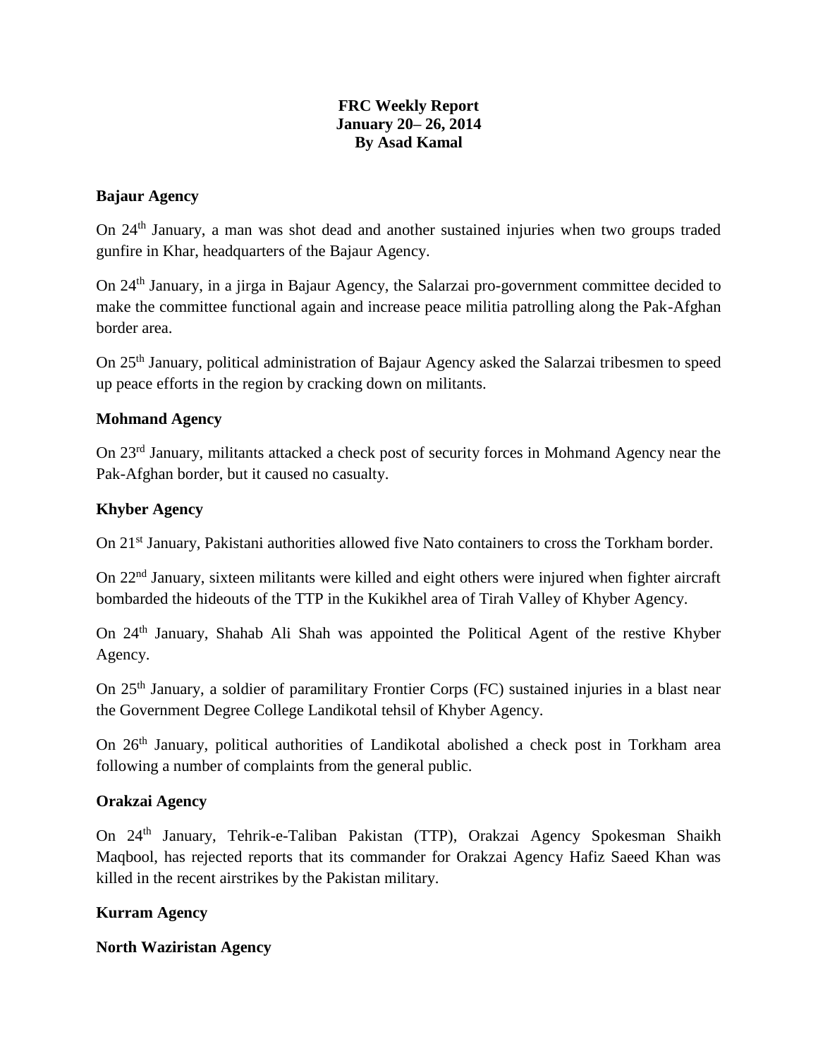**FRC Weekly Report**
**January 20– 26, 2014**
**By Asad Kamal**

## Bajaur Agency

On 24th January, a man was shot dead and another sustained injuries when two groups traded gunfire in Khar, headquarters of the Bajaur Agency.

On 24th January, in a jirga in Bajaur Agency, the Salarzai pro-government committee decided to make the committee functional again and increase peace militia patrolling along the Pak-Afghan border area.

On 25th January, political administration of Bajaur Agency asked the Salarzai tribesmen to speed up peace efforts in the region by cracking down on militants.

## Mohmand Agency

On 23rd January, militants attacked a check post of security forces in Mohmand Agency near the Pak-Afghan border, but it caused no casualty.

## Khyber Agency

On 21st January, Pakistani authorities allowed five Nato containers to cross the Torkham border.

On 22nd January, sixteen militants were killed and eight others were injured when fighter aircraft bombarded the hideouts of the TTP in the Kukikhel area of Tirah Valley of Khyber Agency.

On 24th January, Shahab Ali Shah was appointed the Political Agent of the restive Khyber Agency.

On 25th January, a soldier of paramilitary Frontier Corps (FC) sustained injuries in a blast near the Government Degree College Landikotal tehsil of Khyber Agency.

On 26th January, political authorities of Landikotal abolished a check post in Torkham area following a number of complaints from the general public.

## Orakzai Agency

On 24th January, Tehrik-e-Taliban Pakistan (TTP), Orakzai Agency Spokesman Shaikh Maqbool, has rejected reports that its commander for Orakzai Agency Hafiz Saeed Khan was killed in the recent airstrikes by the Pakistan military.

## Kurram Agency

## North Waziristan Agency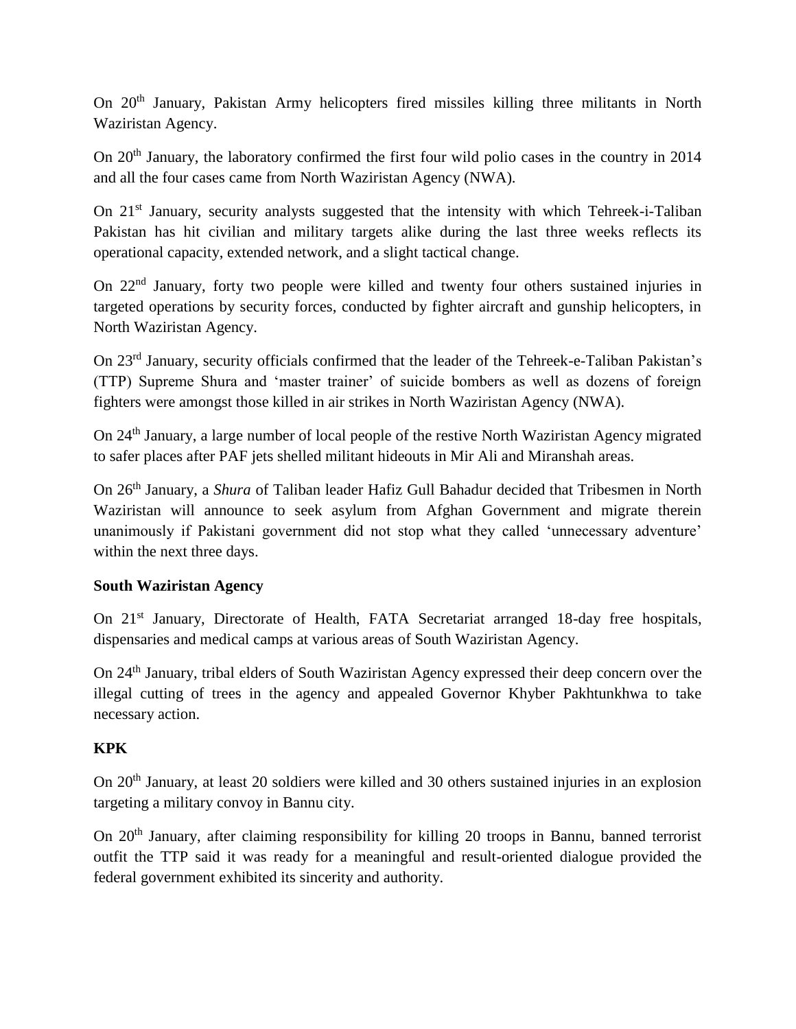On 20th January, Pakistan Army helicopters fired missiles killing three militants in North Waziristan Agency.

On 20th January, the laboratory confirmed the first four wild polio cases in the country in 2014 and all the four cases came from North Waziristan Agency (NWA).

On 21st January, security analysts suggested that the intensity with which Tehreek-i-Taliban Pakistan has hit civilian and military targets alike during the last three weeks reflects its operational capacity, extended network, and a slight tactical change.

On 22nd January, forty two people were killed and twenty four others sustained injuries in targeted operations by security forces, conducted by fighter aircraft and gunship helicopters, in North Waziristan Agency.

On 23rd January, security officials confirmed that the leader of the Tehreek-e-Taliban Pakistan's (TTP) Supreme Shura and 'master trainer' of suicide bombers as well as dozens of foreign fighters were amongst those killed in air strikes in North Waziristan Agency (NWA).

On 24th January, a large number of local people of the restive North Waziristan Agency migrated to safer places after PAF jets shelled militant hideouts in Mir Ali and Miranshah areas.

On 26th January, a *Shura* of Taliban leader Hafiz Gull Bahadur decided that Tribesmen in North Waziristan will announce to seek asylum from Afghan Government and migrate therein unanimously if Pakistani government did not stop what they called 'unnecessary adventure' within the next three days.

**South Waziristan Agency**

On 21st January, Directorate of Health, FATA Secretariat arranged 18-day free hospitals, dispensaries and medical camps at various areas of South Waziristan Agency.

On 24th January, tribal elders of South Waziristan Agency expressed their deep concern over the illegal cutting of trees in the agency and appealed Governor Khyber Pakhtunkhwa to take necessary action.

**KPK**

On 20th January, at least 20 soldiers were killed and 30 others sustained injuries in an explosion targeting a military convoy in Bannu city.

On 20th January, after claiming responsibility for killing 20 troops in Bannu, banned terrorist outfit the TTP said it was ready for a meaningful and result-oriented dialogue provided the federal government exhibited its sincerity and authority.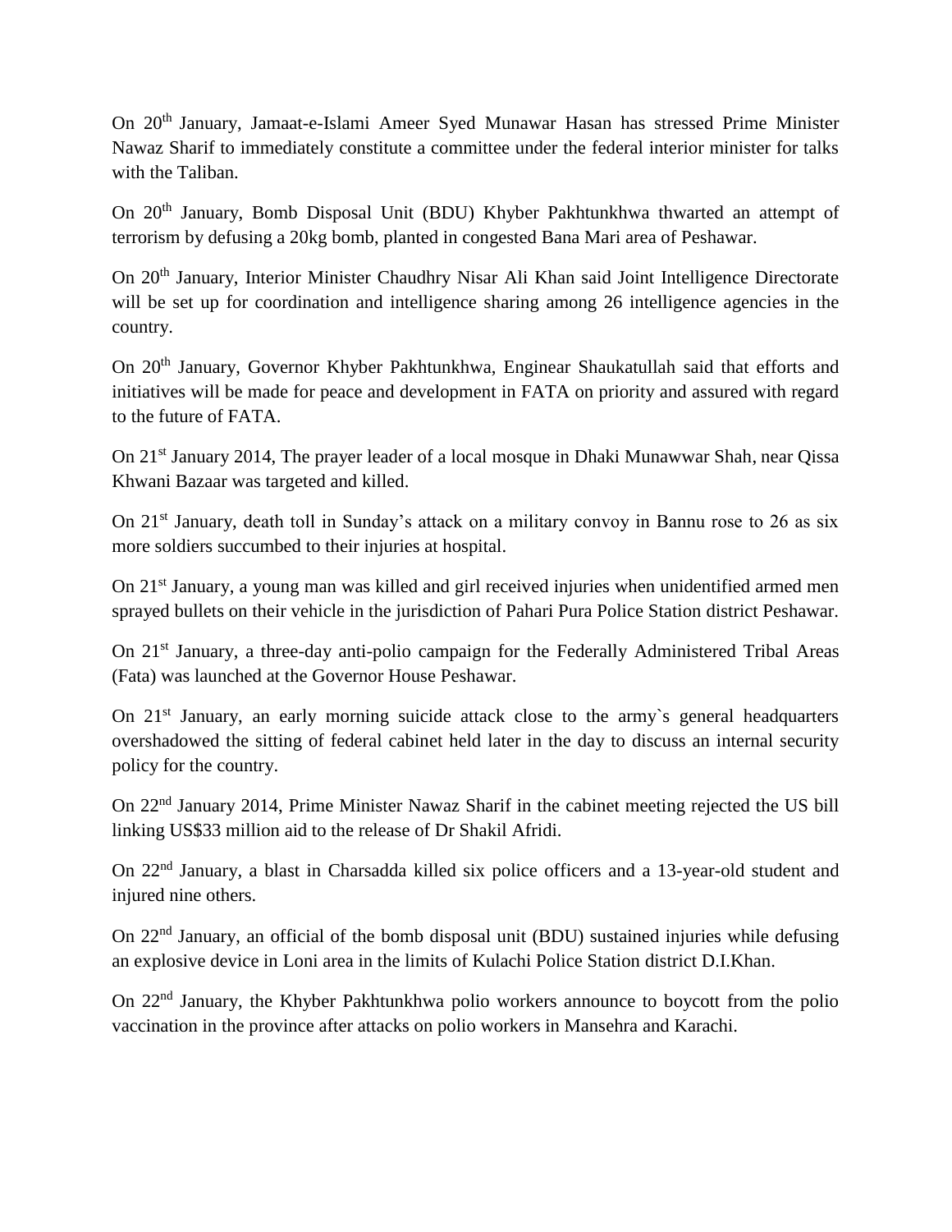On 20th January, Jamaat-e-Islami Ameer Syed Munawar Hasan has stressed Prime Minister Nawaz Sharif to immediately constitute a committee under the federal interior minister for talks with the Taliban.

On 20th January, Bomb Disposal Unit (BDU) Khyber Pakhtunkhwa thwarted an attempt of terrorism by defusing a 20kg bomb, planted in congested Bana Mari area of Peshawar.

On 20th January, Interior Minister Chaudhry Nisar Ali Khan said Joint Intelligence Directorate will be set up for coordination and intelligence sharing among 26 intelligence agencies in the country.

On 20th January, Governor Khyber Pakhtunkhwa, Enginear Shaukatullah said that efforts and initiatives will be made for peace and development in FATA on priority and assured with regard to the future of FATA.

On 21st January 2014, The prayer leader of a local mosque in Dhaki Munawwar Shah, near Qissa Khwani Bazaar was targeted and killed.

On 21st January, death toll in Sunday's attack on a military convoy in Bannu rose to 26 as six more soldiers succumbed to their injuries at hospital.

On 21st January, a young man was killed and girl received injuries when unidentified armed men sprayed bullets on their vehicle in the jurisdiction of Pahari Pura Police Station district Peshawar.

On 21st January, a three-day anti-polio campaign for the Federally Administered Tribal Areas (Fata) was launched at the Governor House Peshawar.

On 21st January, an early morning suicide attack close to the army`s general headquarters overshadowed the sitting of federal cabinet held later in the day to discuss an internal security policy for the country.

On 22nd January 2014, Prime Minister Nawaz Sharif in the cabinet meeting rejected the US bill linking US$33 million aid to the release of Dr Shakil Afridi.

On 22nd January, a blast in Charsadda killed six police officers and a 13-year-old student and injured nine others.

On 22nd January, an official of the bomb disposal unit (BDU) sustained injuries while defusing an explosive device in Loni area in the limits of Kulachi Police Station district D.I.Khan.

On 22nd January, the Khyber Pakhtunkhwa polio workers announce to boycott from the polio vaccination in the province after attacks on polio workers in Mansehra and Karachi.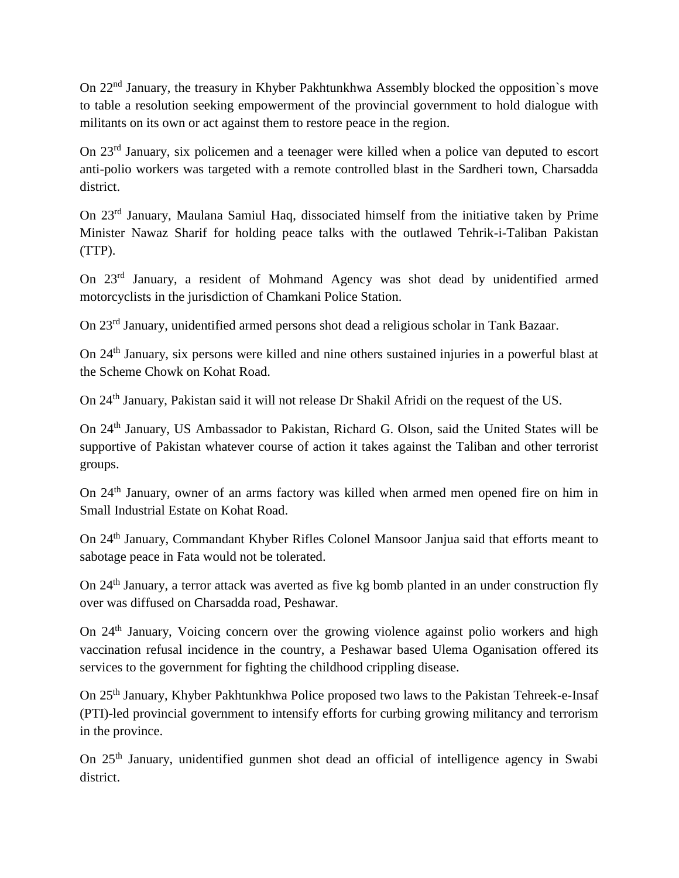On 22nd January, the treasury in Khyber Pakhtunkhwa Assembly blocked the opposition`s move to table a resolution seeking empowerment of the provincial government to hold dialogue with militants on its own or act against them to restore peace in the region.

On 23rd January, six policemen and a teenager were killed when a police van deputed to escort anti-polio workers was targeted with a remote controlled blast in the Sardheri town, Charsadda district.

On 23rd January, Maulana Samiul Haq, dissociated himself from the initiative taken by Prime Minister Nawaz Sharif for holding peace talks with the outlawed Tehrik-i-Taliban Pakistan (TTP).

On 23rd January, a resident of Mohmand Agency was shot dead by unidentified armed motorcyclists in the jurisdiction of Chamkani Police Station.

On 23rd January, unidentified armed persons shot dead a religious scholar in Tank Bazaar.

On 24th January, six persons were killed and nine others sustained injuries in a powerful blast at the Scheme Chowk on Kohat Road.

On 24th January, Pakistan said it will not release Dr Shakil Afridi on the request of the US.

On 24th January, US Ambassador to Pakistan, Richard G. Olson, said the United States will be supportive of Pakistan whatever course of action it takes against the Taliban and other terrorist groups.

On 24th January, owner of an arms factory was killed when armed men opened fire on him in Small Industrial Estate on Kohat Road.

On 24th January, Commandant Khyber Rifles Colonel Mansoor Janjua said that efforts meant to sabotage peace in Fata would not be tolerated.

On 24th January, a terror attack was averted as five kg bomb planted in an under construction fly over was diffused on Charsadda road, Peshawar.

On 24th January, Voicing concern over the growing violence against polio workers and high vaccination refusal incidence in the country, a Peshawar based Ulema Oganisation offered its services to the government for fighting the childhood crippling disease.

On 25th January, Khyber Pakhtunkhwa Police proposed two laws to the Pakistan Tehreek-e-Insaf (PTI)-led provincial government to intensify efforts for curbing growing militancy and terrorism in the province.

On 25th January, unidentified gunmen shot dead an official of intelligence agency in Swabi district.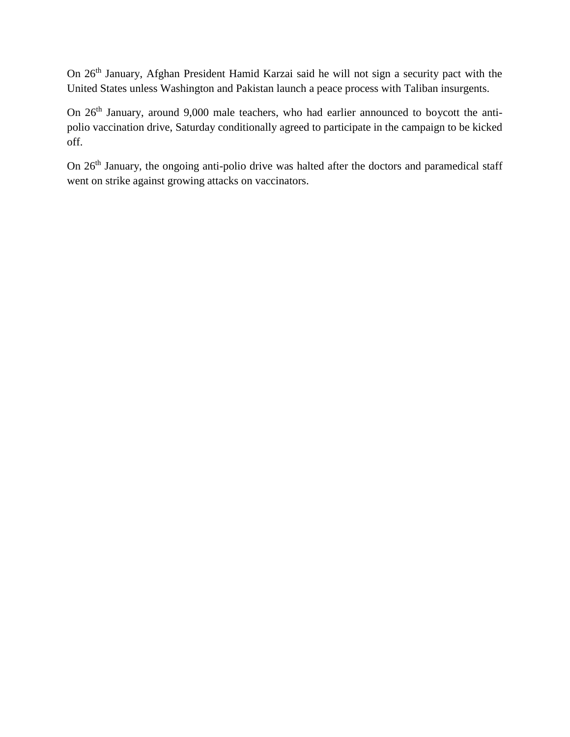On 26th January, Afghan President Hamid Karzai said he will not sign a security pact with the United States unless Washington and Pakistan launch a peace process with Taliban insurgents.

On 26th January, around 9,000 male teachers, who had earlier announced to boycott the anti-polio vaccination drive, Saturday conditionally agreed to participate in the campaign to be kicked off.

On 26th January, the ongoing anti-polio drive was halted after the doctors and paramedical staff went on strike against growing attacks on vaccinators.